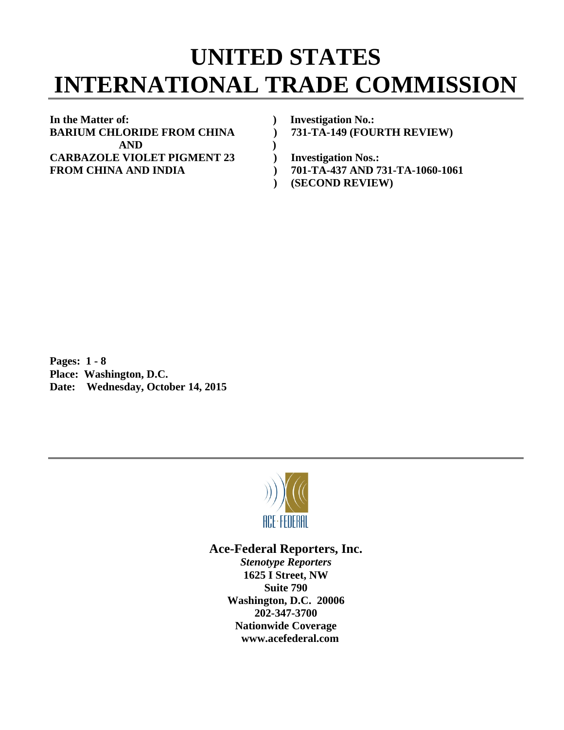# UNITED STATES INTERNATIONAL TRADE COMMISSION

| In the Matter of: | ) | Investigation No.: |
|---|---|---|
| BARIUM CHLORIDE FROM CHINA | ) | 731-TA-149 (FOURTH REVIEW) |
| AND | ) | |
| CARBAZOLE VIOLET PIGMENT 23 | ) | Investigation Nos.: |
| FROM CHINA AND INDIA | ) | 701-TA-437 AND 731-TA-1060-1061 |
| | ) | (SECOND REVIEW) |

**Pages: 1 - 8**
**Place: Washington, D.C.**
**Date: Wednesday, October 14, 2015**

ACE-FEDERAL

**Ace-Federal Reporters, Inc.**
***Stenotype Reporters***
**1625 I Street, NW**
**Suite 790**
**Washington, D.C. 20006**
**202-347-3700**
**Nationwide Coverage**
**www.acefederal.com**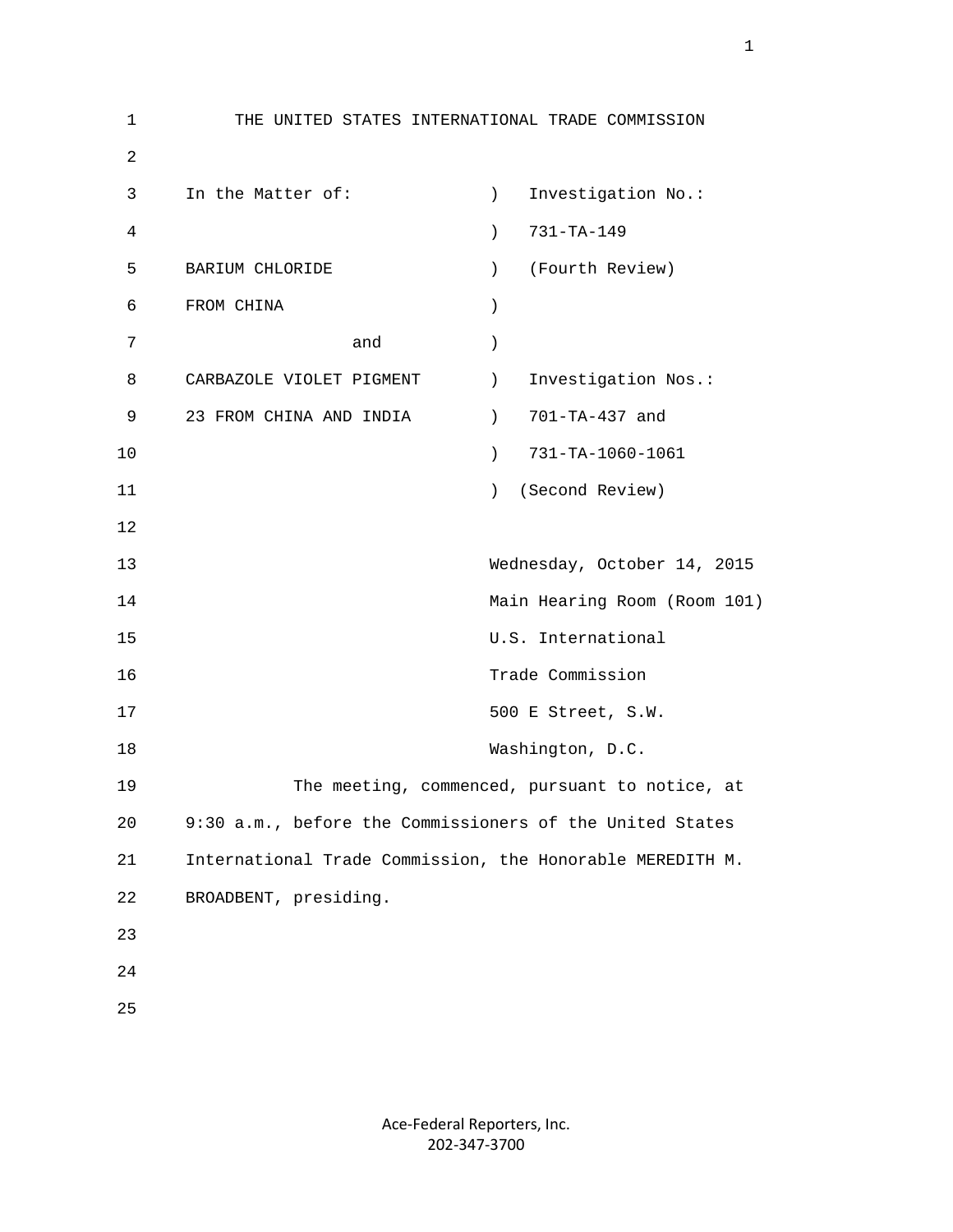THE UNITED STATES INTERNATIONAL TRADE COMMISSION

| | | |
|---|---|---|
| In the Matter of: | ) | Investigation No.: |
| | ) | 731-TA-149 |
| BARIUM CHLORIDE | ) | (Fourth Review) |
| FROM CHINA | ) | |
| and | ) | |
| CARBAZOLE VIOLET PIGMENT | ) | Investigation Nos.: |
| 23 FROM CHINA AND INDIA | ) | 701-TA-437 and |
| | ) | 731-TA-1060-1061 |
| | ) | (Second Review) |

Wednesday, October 14, 2015
Main Hearing Room (Room 101)
U.S. International
Trade Commission
500 E Street, S.W.
Washington, D.C.

The meeting, commenced, pursuant to notice, at 9:30 a.m., before the Commissioners of the United States International Trade Commission, the Honorable MEREDITH M. BROADBENT, presiding.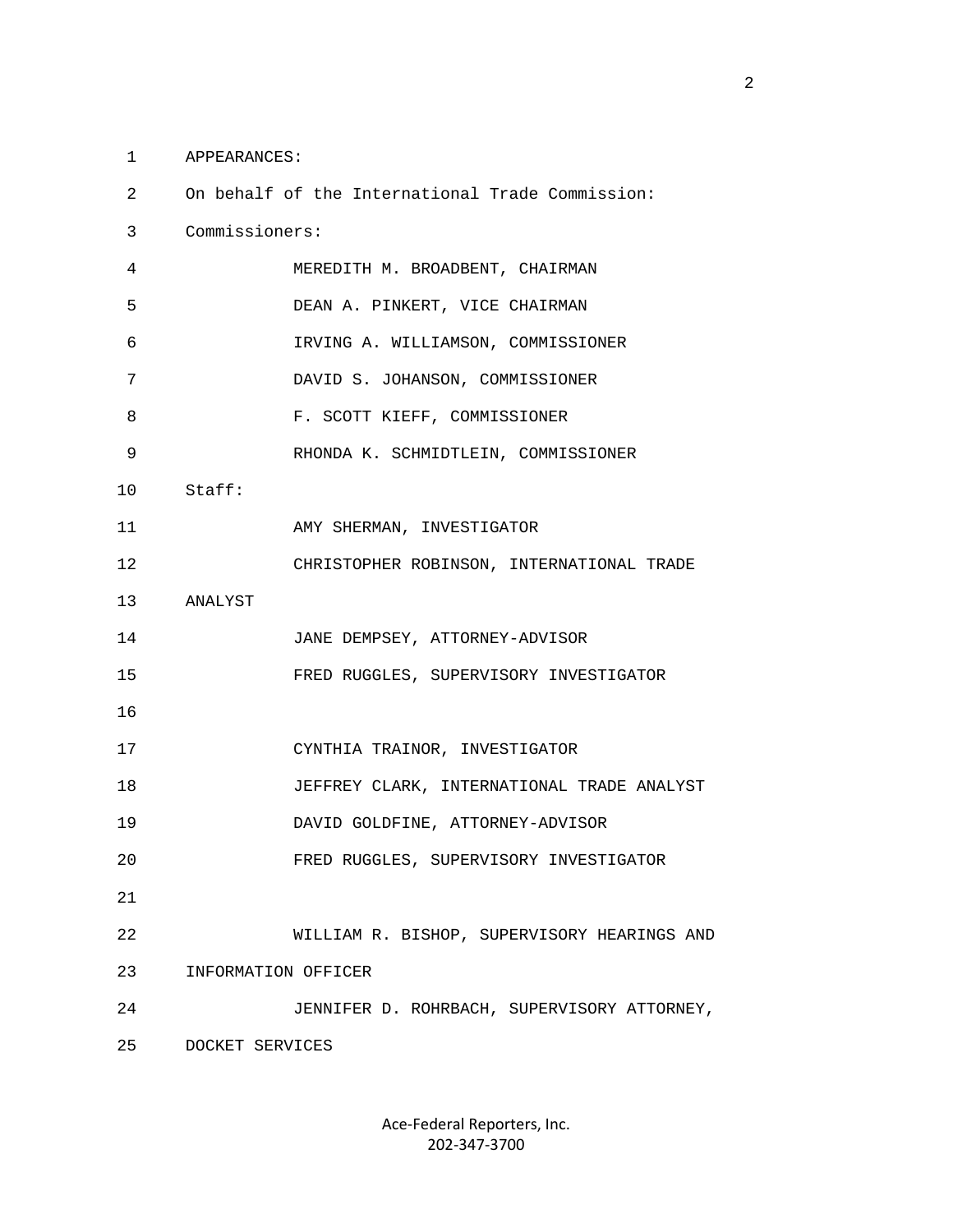APPEARANCES:

On behalf of the International Trade Commission:

Commissioners:

MEREDITH M. BROADBENT, CHAIRMAN

DEAN A. PINKERT, VICE CHAIRMAN

IRVING A. WILLIAMSON, COMMISSIONER

DAVID S. JOHANSON, COMMISSIONER

F. SCOTT KIEFF, COMMISSIONER

RHONDA K. SCHMIDTLEIN, COMMISSIONER

Staff:

AMY SHERMAN, INVESTIGATOR

CHRISTOPHER ROBINSON, INTERNATIONAL TRADE ANALYST

JANE DEMPSEY, ATTORNEY-ADVISOR

FRED RUGGLES, SUPERVISORY INVESTIGATOR

CYNTHIA TRAINOR, INVESTIGATOR

JEFFREY CLARK, INTERNATIONAL TRADE ANALYST

DAVID GOLDFINE, ATTORNEY-ADVISOR

FRED RUGGLES, SUPERVISORY INVESTIGATOR

WILLIAM R. BISHOP, SUPERVISORY HEARINGS AND INFORMATION OFFICER

JENNIFER D. ROHRBACH, SUPERVISORY ATTORNEY, DOCKET SERVICES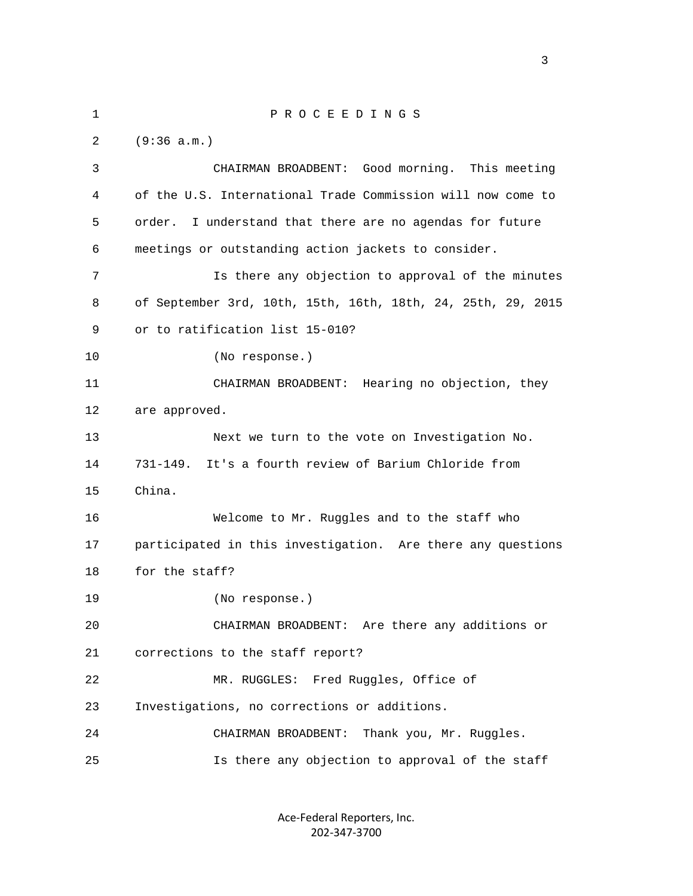P R O C E E D I N G S

(9:36 a.m.)

CHAIRMAN BROADBENT: Good morning. This meeting of the U.S. International Trade Commission will now come to order. I understand that there are no agendas for future meetings or outstanding action jackets to consider.

Is there any objection to approval of the minutes of September 3rd, 10th, 15th, 16th, 18th, 24, 25th, 29, 2015 or to ratification list 15-010?

(No response.)

CHAIRMAN BROADBENT: Hearing no objection, they are approved.

Next we turn to the vote on Investigation No. 731-149. It's a fourth review of Barium Chloride from China.

Welcome to Mr. Ruggles and to the staff who participated in this investigation. Are there any questions for the staff?

(No response.)

CHAIRMAN BROADBENT: Are there any additions or corrections to the staff report?

MR. RUGGLES: Fred Ruggles, Office of Investigations, no corrections or additions.

CHAIRMAN BROADBENT: Thank you, Mr. Ruggles.

Is there any objection to approval of the staff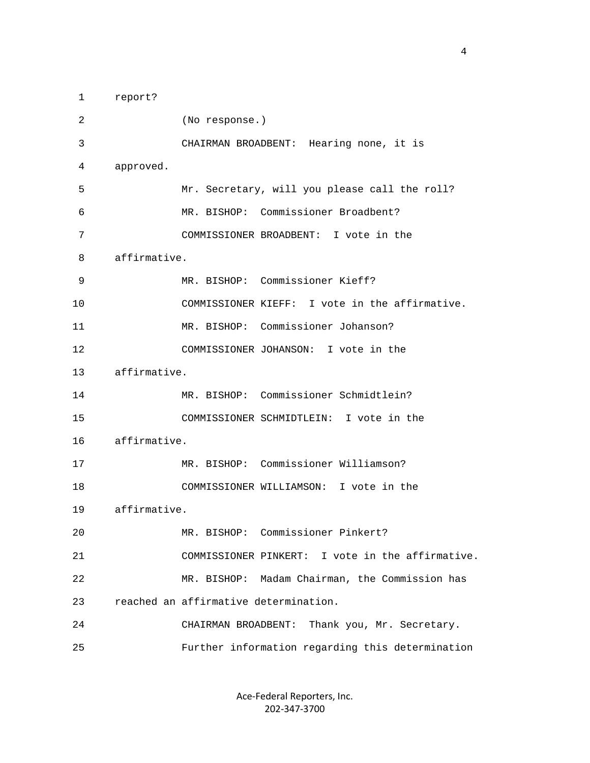1 report?

2 (No response.)

3 CHAIRMAN BROADBENT: Hearing none, it is

4 approved.

5 Mr. Secretary, will you please call the roll?

6 MR. BISHOP: Commissioner Broadbent?

7 COMMISSIONER BROADBENT: I vote in the

8 affirmative.

9 MR. BISHOP: Commissioner Kieff?

10 COMMISSIONER KIEFF: I vote in the affirmative.

11 MR. BISHOP: Commissioner Johanson?

12 COMMISSIONER JOHANSON: I vote in the

13 affirmative.

14 MR. BISHOP: Commissioner Schmidtlein?

15 COMMISSIONER SCHMIDTLEIN: I vote in the

16 affirmative.

17 MR. BISHOP: Commissioner Williamson?

18 COMMISSIONER WILLIAMSON: I vote in the

19 affirmative.

20 MR. BISHOP: Commissioner Pinkert?

21 COMMISSIONER PINKERT: I vote in the affirmative.

22 MR. BISHOP: Madam Chairman, the Commission has

23 reached an affirmative determination.

24 CHAIRMAN BROADBENT: Thank you, Mr. Secretary.

25 Further information regarding this determination

Ace-Federal Reporters, Inc.
202-347-3700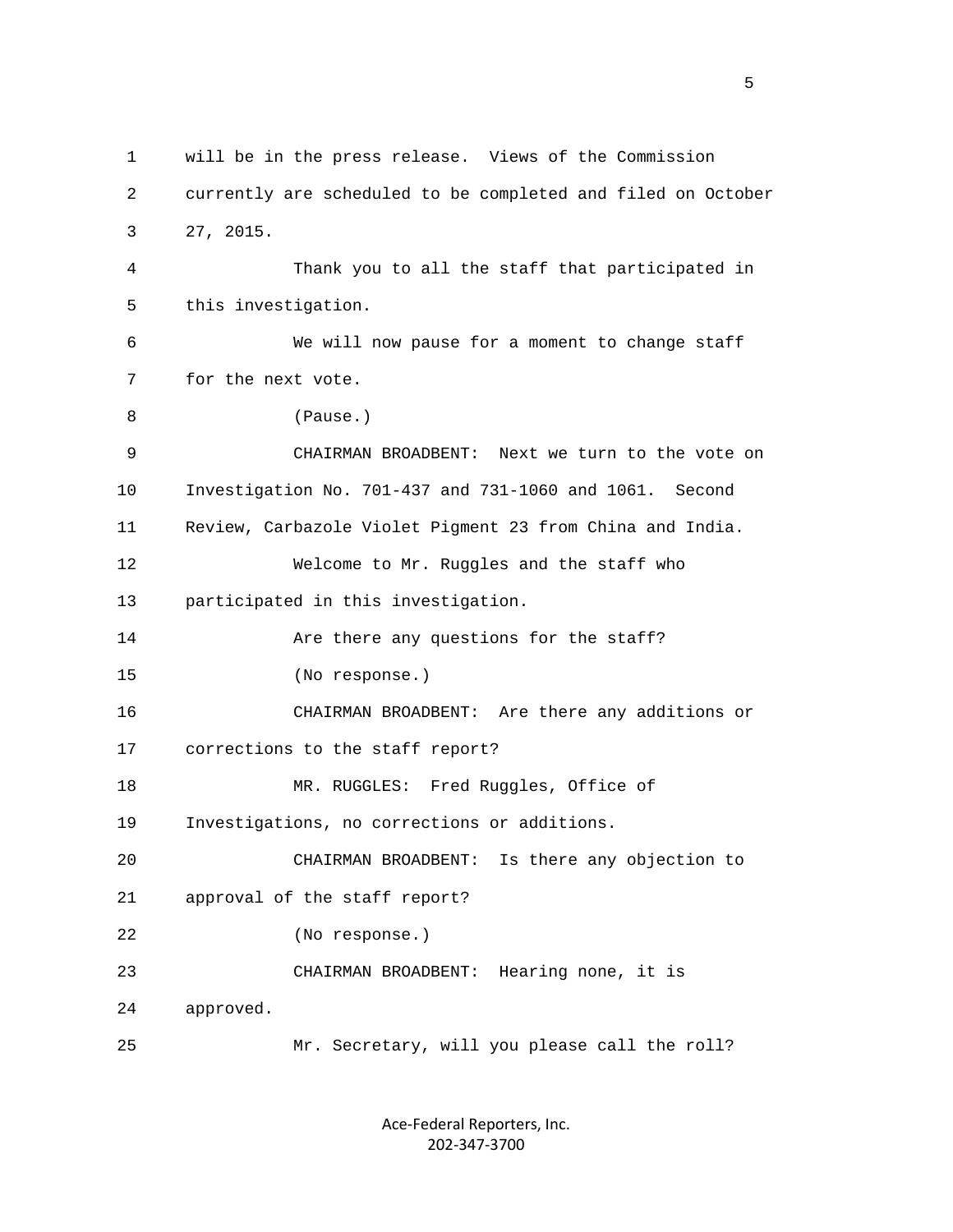will be in the press release. Views of the Commission currently are scheduled to be completed and filed on October 27, 2015.

Thank you to all the staff that participated in this investigation.

We will now pause for a moment to change staff for the next vote.

(Pause.)

CHAIRMAN BROADBENT: Next we turn to the vote on Investigation No. 701-437 and 731-1060 and 1061. Second Review, Carbazole Violet Pigment 23 from China and India.

Welcome to Mr. Ruggles and the staff who participated in this investigation.

Are there any questions for the staff?

(No response.)

CHAIRMAN BROADBENT: Are there any additions or corrections to the staff report?

MR. RUGGLES: Fred Ruggles, Office of Investigations, no corrections or additions.

CHAIRMAN BROADBENT: Is there any objection to approval of the staff report?

(No response.)

CHAIRMAN BROADBENT: Hearing none, it is approved.

Mr. Secretary, will you please call the roll?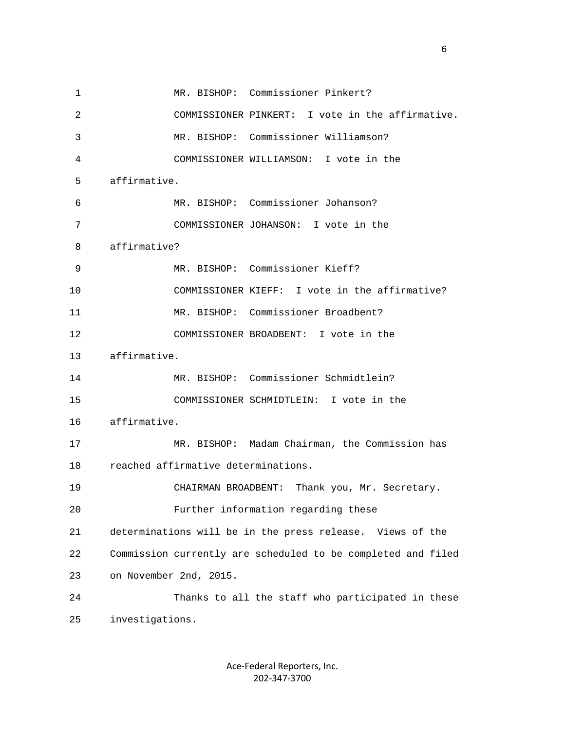MR. BISHOP: Commissioner Pinkert?

COMMISSIONER PINKERT: I vote in the affirmative.

MR. BISHOP: Commissioner Williamson?

COMMISSIONER WILLIAMSON: I vote in the affirmative.

MR. BISHOP: Commissioner Johanson?

COMMISSIONER JOHANSON: I vote in the affirmative?

MR. BISHOP: Commissioner Kieff?

COMMISSIONER KIEFF: I vote in the affirmative?

MR. BISHOP: Commissioner Broadbent?

COMMISSIONER BROADBENT: I vote in the affirmative.

MR. BISHOP: Commissioner Schmidtlein?

COMMISSIONER SCHMIDTLEIN: I vote in the affirmative.

MR. BISHOP: Madam Chairman, the Commission has reached affirmative determinations.

CHAIRMAN BROADBENT: Thank you, Mr. Secretary.

Further information regarding these determinations will be in the press release. Views of the Commission currently are scheduled to be completed and filed on November 2nd, 2015.

Thanks to all the staff who participated in these investigations.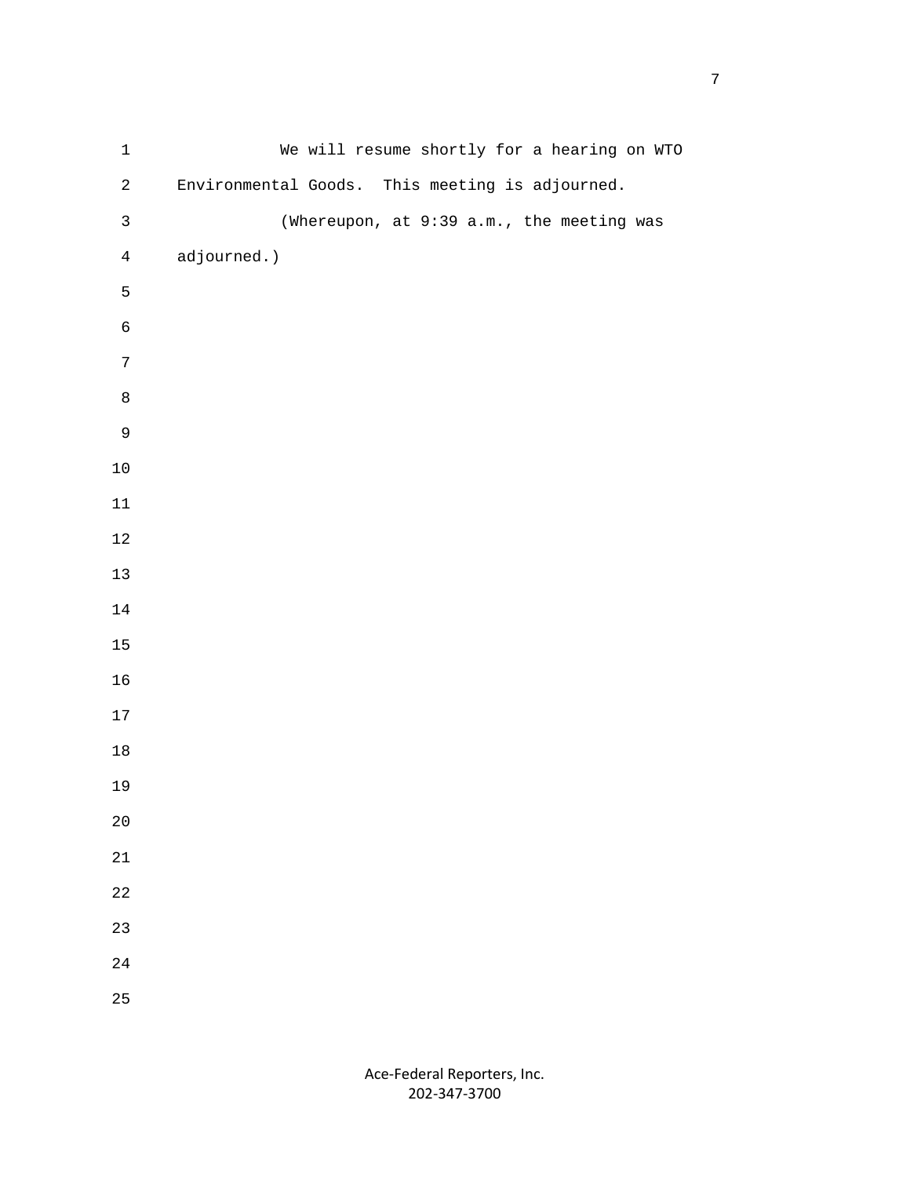We will resume shortly for a hearing on WTO Environmental Goods. This meeting is adjourned.

(Whereupon, at 9:39 a.m., the meeting was adjourned.)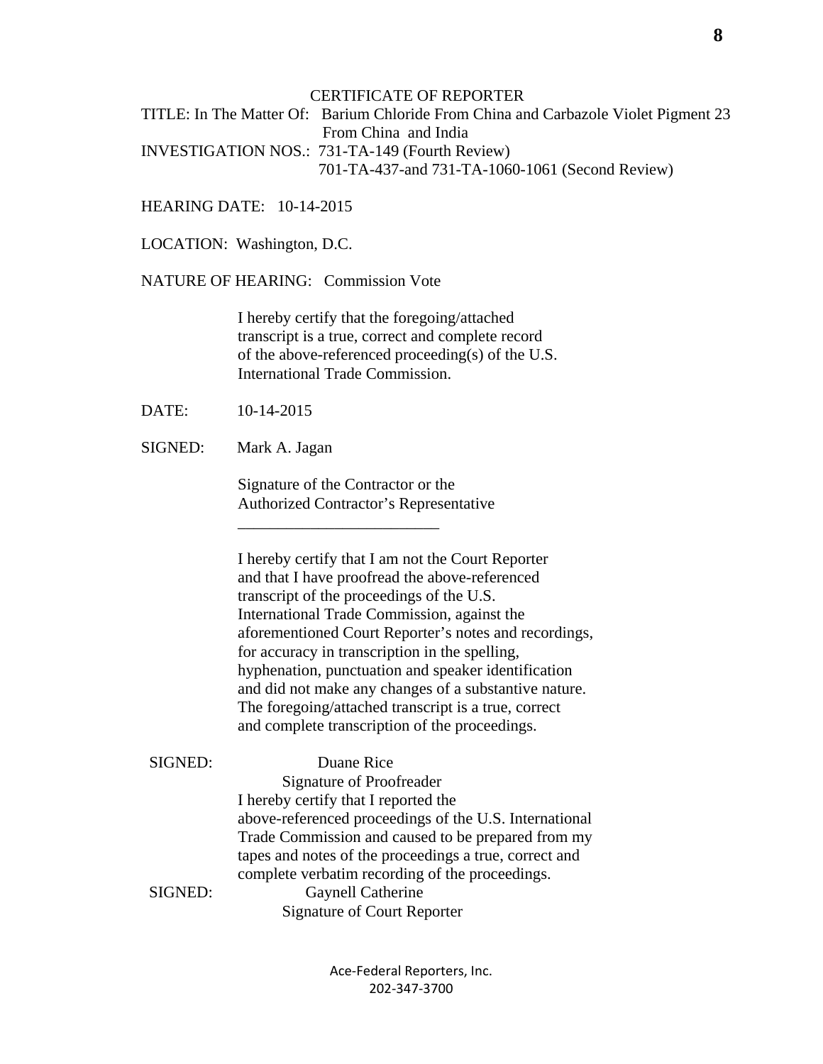CERTIFICATE OF REPORTER

TITLE: In The Matter Of: Barium Chloride From China and Carbazole Violet Pigment 23 From China and India

INVESTIGATION NOS.: 731-TA-149 (Fourth Review)
701-TA-437-and 731-TA-1060-1061 (Second Review)

HEARING DATE: 10-14-2015

LOCATION: Washington, D.C.

NATURE OF HEARING: Commission Vote

I hereby certify that the foregoing/attached transcript is a true, correct and complete record of the above-referenced proceeding(s) of the U.S. International Trade Commission.

DATE: 10-14-2015

SIGNED: Mark A. Jagan

Signature of the Contractor or the Authorized Contractor's Representative

_________________________

I hereby certify that I am not the Court Reporter and that I have proofread the above-referenced transcript of the proceedings of the U.S. International Trade Commission, against the aforementioned Court Reporter's notes and recordings, for accuracy in transcription in the spelling, hyphenation, punctuation and speaker identification and did not make any changes of a substantive nature. The foregoing/attached transcript is a true, correct and complete transcription of the proceedings.

SIGNED: Duane Rice

Signature of Proofreader

I hereby certify that I reported the above-referenced proceedings of the U.S. International Trade Commission and caused to be prepared from my tapes and notes of the proceedings a true, correct and complete verbatim recording of the proceedings.

SIGNED: Gaynell Catherine

Signature of Court Reporter

Ace-Federal Reporters, Inc.
202-347-3700